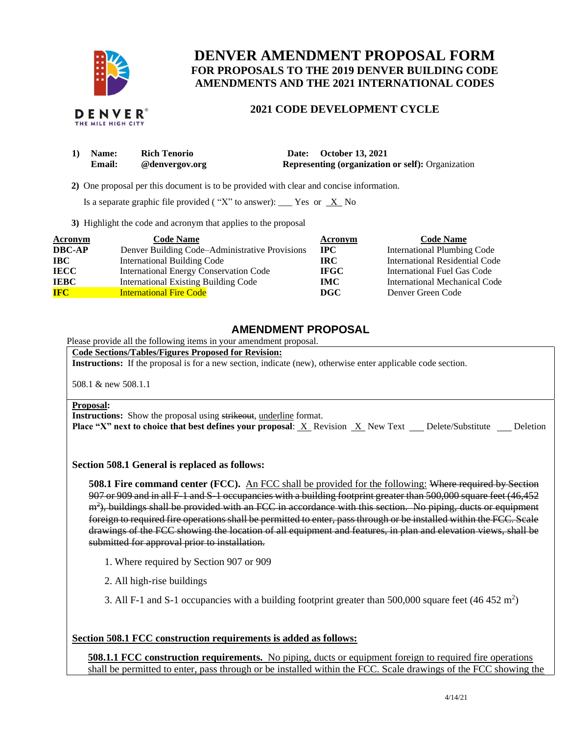# DENVER AMENDMENT PROPOSAL FORM

## FOR PROPOSALS TO THE 2019 DENVER BUILDING CODE AMENDMENTS AND THE 2021 INTERNATIONAL CODES

### 2021 CODE DEVELOPMENT CYCLE

**1) Name:** **Rich Tenorio** **Date: October 13, 2021**
**Email:** **@denvergov.org** **Representing (organization or self):** Organization

**2)** One proposal per this document is to be provided with clear and concise information.

Is a separate graphic file provided ( "X" to answer): ___ Yes or _X_ No

**3)** Highlight the code and acronym that applies to the proposal

| Acronym | Code Name | Acronym | Code Name |
|---|---|---|---|
| **DBC-AP** | Denver Building Code–Administrative Provisions | **IPC** | International Plumbing Code |
| **IBC** | International Building Code | **IRC** | International Residential Code |
| **IECC** | International Energy Conservation Code | **IFGC** | International Fuel Gas Code |
| **IEBC** | International Existing Building Code | **IMC** | International Mechanical Code |
| **IFC** | International Fire Code | **DGC** | Denver Green Code |

## AMENDMENT PROPOSAL

Please provide all the following items in your amendment proposal.

**Code Sections/Tables/Figures Proposed for Revision:**
**Instructions:** If the proposal is for a new section, indicate (new), otherwise enter applicable code section.

508.1 & new 508.1.1

**Proposal:**
**Instructions:** Show the proposal using ~~strikeout~~, underline format.
**Place "X" next to choice that best defines your proposal**: _X_ Revision _X_ New Text ___ Delete/Substitute ___ Deletion

**Section 508.1 General is replaced as follows:**

**508.1 Fire command center (FCC).** <u>An FCC shall be provided for the following:</u> ~~Where required by Section 907 or 909 and in all F-1 and S-1 occupancies with a building footprint greater than 500,000 square feet (46,452 m²), buildings shall be provided with an FCC in accordance with this section. No piping, ducts or equipment foreign to required fire operations shall be permitted to enter, pass through or be installed within the FCC. Scale drawings of the FCC showing the location of all equipment and features, in plan and elevation views, shall be submitted for approval prior to installation.~~

1. Where required by Section 907 or 909
2. All high-rise buildings
3. All F-1 and S-1 occupancies with a building footprint greater than 500,000 square feet (46 452 $m^2$)

**<u>Section 508.1 FCC construction requirements is added as follows:</u>**

<u>**508.1.1 FCC construction requirements.** No piping, ducts or equipment foreign to required fire operations shall be permitted to enter, pass through or be installed within the FCC. Scale drawings of the FCC showing the</u>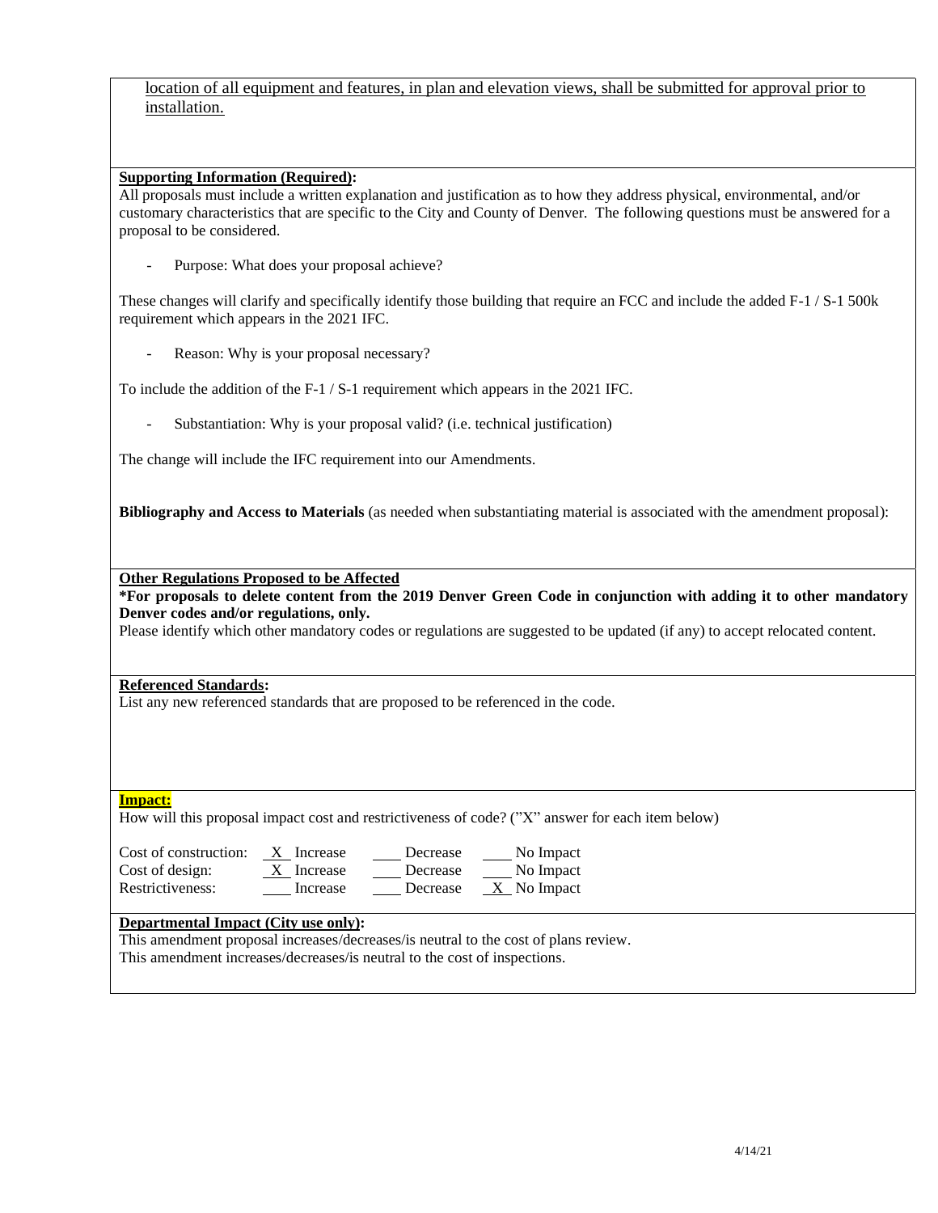location of all equipment and features, in plan and elevation views, shall be submitted for approval prior to installation.

**Supporting Information (Required):**

All proposals must include a written explanation and justification as to how they address physical, environmental, and/or customary characteristics that are specific to the City and County of Denver. The following questions must be answered for a proposal to be considered.

- Purpose: What does your proposal achieve?

These changes will clarify and specifically identify those building that require an FCC and include the added F-1 / S-1 500k requirement which appears in the 2021 IFC.

- Reason: Why is your proposal necessary?

To include the addition of the F-1 / S-1 requirement which appears in the 2021 IFC.

- Substantiation: Why is your proposal valid? (i.e. technical justification)

The change will include the IFC requirement into our Amendments.

**Bibliography and Access to Materials** (as needed when substantiating material is associated with the amendment proposal):

**Other Regulations Proposed to be Affected**

**\*For proposals to delete content from the 2019 Denver Green Code in conjunction with adding it to other mandatory Denver codes and/or regulations, only.**

Please identify which other mandatory codes or regulations are suggested to be updated (if any) to accept relocated content.

**Referenced Standards:**

List any new referenced standards that are proposed to be referenced in the code.

**Impact:**

How will this proposal impact cost and restrictiveness of code? ("X" answer for each item below)

| | | | |
|---|---|---|---|
| Cost of construction: | X Increase | ___ Decrease | ___ No Impact |
| Cost of design: | X Increase | ___ Decrease | ___ No Impact |
| Restrictiveness: | ___ Increase | ___ Decrease | X No Impact |

**Departmental Impact (City use only):**

This amendment proposal increases/decreases/is neutral to the cost of plans review.

This amendment increases/decreases/is neutral to the cost of inspections.